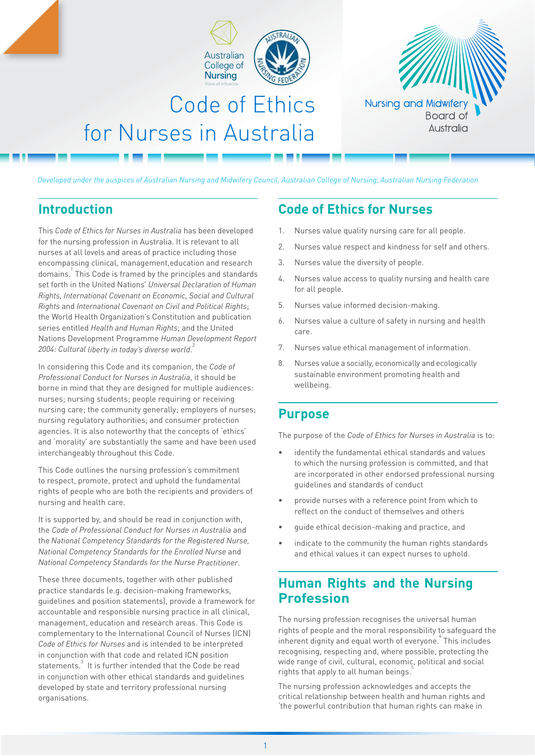Australian College of Nursing

Nursing and Midwifery Board of Australia

# Code of Ethics for Nurses in Australia

*Developed under the auspices of Australian Nursing and Midwifery Council, Australian College of Nursing, Australian Nursing Federation*

## Introduction

This *Code of Ethics for Nurses in Australia* has been developed for the nursing profession in Australia. It is relevant to all nurses at all levels and areas of practice including those encompassing clinical, management,education and research domains.[1] This Code is framed by the principles and standards set forth in the United Nations' *Universal Declaration of Human Rights, International Covenant on Economic, Social and Cultural Rights* and *International Covenant on Civil and Political Rights*; the World Health Organization's Constitution and publication series entitled *Health and Human Rights*; and the United Nations Development Programme *Human Development Report 2004: Cultural liberty in today's diverse world*.[2]

In considering this Code and its companion, the *Code of Professional Conduct for Nurses in Australia*, it should be borne in mind that they are designed for multiple audiences: nurses; nursing students; people requiring or receiving nursing care; the community generally; employers of nurses; nursing regulatory authorities; and consumer protection agencies. It is also noteworthy that the concepts of 'ethics' and 'morality' are substantially the same and have been used interchangeably throughout this Code.

This Code outlines the nursing profession's commitment to respect, promote, protect and uphold the fundamental rights of people who are both the recipients and providers of nursing and health care.

It is supported by, and should be read in conjunction with, the *Code of Professional Conduct for Nurses in Australia* and the *National Competency Standards for the Registered Nurse, National Competency Standards for the Enrolled Nurse* and *National Competency Standards for the Nurse Practitioner*.

These three documents, together with other published practice standards (e.g. decision-making frameworks, guidelines and position statements), provide a framework for accountable and responsible nursing practice in all clinical, management, education and research areas. This Code is complementary to the International Council of Nurses (ICN) *Code of Ethics for Nurses* and is intended to be interpreted in conjunction with that code and related ICN position statements.[3] It is further intended that the Code be read in conjunction with other ethical standards and guidelines developed by state and territory professional nursing organisations.

## Code of Ethics for Nurses

1. Nurses value quality nursing care for all people.
2. Nurses value respect and kindness for self and others.
3. Nurses value the diversity of people.
4. Nurses value access to quality nursing and health care for all people.
5. Nurses value informed decision-making.
6. Nurses value a culture of safety in nursing and health care.
7. Nurses value ethical management of information.
8. Nurses value a socially, economically and ecologically sustainable environment promoting health and wellbeing.

## Purpose

The purpose of the *Code of Ethics for Nurses in Australia* is to:

- identify the fundamental ethical standards and values to which the nursing profession is committed, and that are incorporated in other endorsed professional nursing guidelines and standards of conduct
- provide nurses with a reference point from which to reflect on the conduct of themselves and others
- guide ethical decision-making and practice, and
- indicate to the community the human rights standards and ethical values it can expect nurses to uphold.

## Human Rights and the Nursing Profession

The nursing profession recognises the universal human rights of people and the moral responsibility to safeguard the inherent dignity and equal worth of everyone.[4] This includes recognising, respecting and, where possible, protecting the wide range of civil, cultural, economic, political and social rights that apply to all human beings.[5]

The nursing profession acknowledges and accepts the critical relationship between health and human rights and 'the powerful contribution that human rights can make in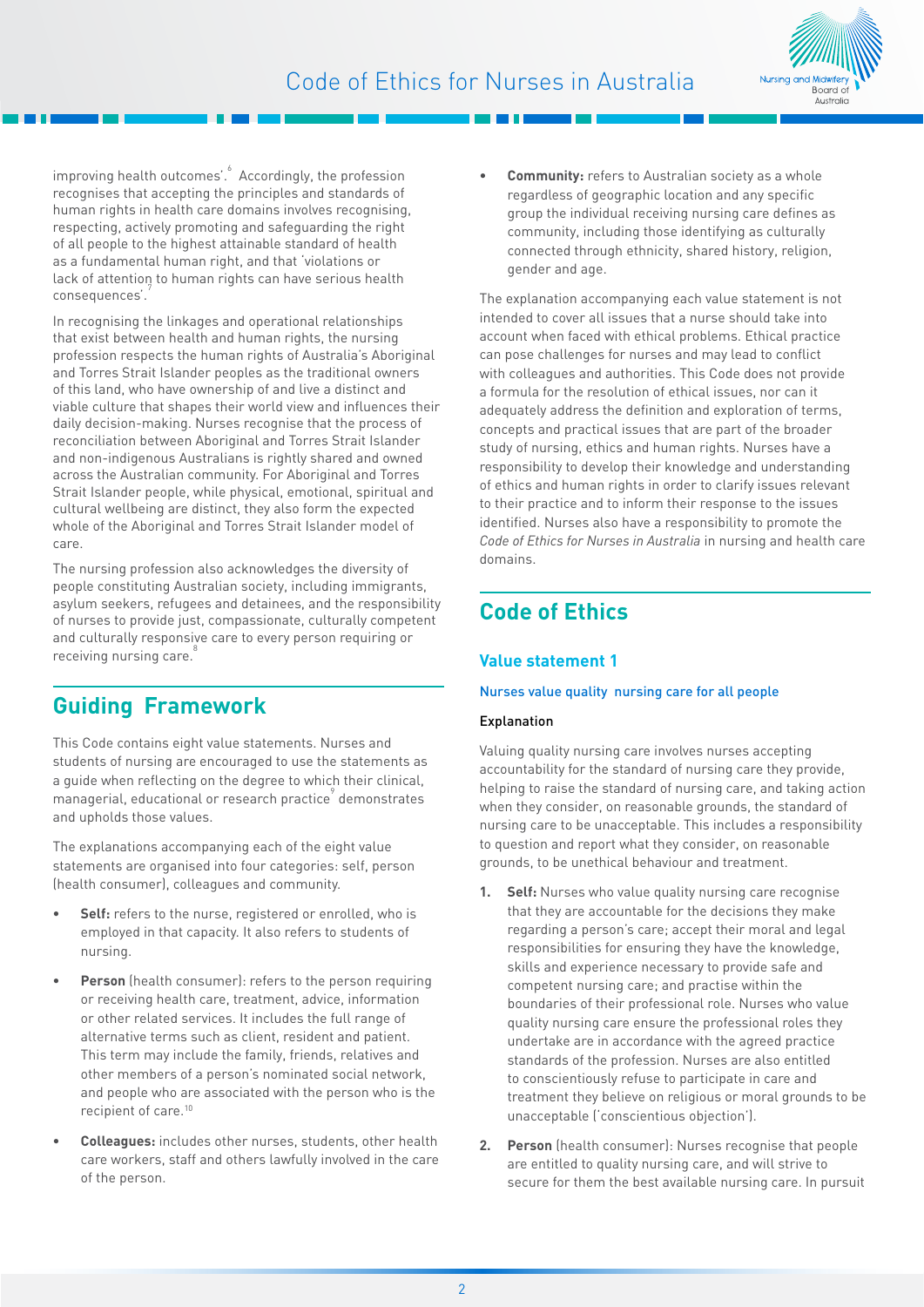improving health outcomes'.[6] Accordingly, the profession recognises that accepting the principles and standards of human rights in health care domains involves recognising, respecting, actively promoting and safeguarding the right of all people to the highest attainable standard of health as a fundamental human right, and that 'violations or lack of attention to human rights can have serious health consequences'.[7]

In recognising the linkages and operational relationships that exist between health and human rights, the nursing profession respects the human rights of Australia's Aboriginal and Torres Strait Islander peoples as the traditional owners of this land, who have ownership of and live a distinct and viable culture that shapes their world view and influences their daily decision-making. Nurses recognise that the process of reconciliation between Aboriginal and Torres Strait Islander and non-indigenous Australians is rightly shared and owned across the Australian community. For Aboriginal and Torres Strait Islander people, while physical, emotional, spiritual and cultural wellbeing are distinct, they also form the expected whole of the Aboriginal and Torres Strait Islander model of care.

The nursing profession also acknowledges the diversity of people constituting Australian society, including immigrants, asylum seekers, refugees and detainees, and the responsibility of nurses to provide just, compassionate, culturally competent and culturally responsive care to every person requiring or receiving nursing care.[8]

## Guiding Framework

This Code contains eight value statements. Nurses and students of nursing are encouraged to use the statements as a guide when reflecting on the degree to which their clinical, managerial, educational or research practice[9] demonstrates and upholds those values.

The explanations accompanying each of the eight value statements are organised into four categories: self, person (health consumer), colleagues and community.

- **Self:** refers to the nurse, registered or enrolled, who is employed in that capacity. It also refers to students of nursing.
- **Person** (health consumer): refers to the person requiring or receiving health care, treatment, advice, information or other related services. It includes the full range of alternative terms such as client, resident and patient. This term may include the family, friends, relatives and other members of a person's nominated social network, and people who are associated with the person who is the recipient of care.[10]
- **Colleagues:** includes other nurses, students, other health care workers, staff and others lawfully involved in the care of the person.
- **Community:** refers to Australian society as a whole regardless of geographic location and any specific group the individual receiving nursing care defines as community, including those identifying as culturally connected through ethnicity, shared history, religion, gender and age.

The explanation accompanying each value statement is not intended to cover all issues that a nurse should take into account when faced with ethical problems. Ethical practice can pose challenges for nurses and may lead to conflict with colleagues and authorities. This Code does not provide a formula for the resolution of ethical issues, nor can it adequately address the definition and exploration of terms, concepts and practical issues that are part of the broader study of nursing, ethics and human rights. Nurses have a responsibility to develop their knowledge and understanding of ethics and human rights in order to clarify issues relevant to their practice and to inform their response to the issues identified. Nurses also have a responsibility to promote the *Code of Ethics for Nurses in Australia* in nursing and health care domains.

## Code of Ethics

### Value statement 1

#### Nurses value quality nursing care for all people

**Explanation**

Valuing quality nursing care involves nurses accepting accountability for the standard of nursing care they provide, helping to raise the standard of nursing care, and taking action when they consider, on reasonable grounds, the standard of nursing care to be unacceptable. This includes a responsibility to question and report what they consider, on reasonable grounds, to be unethical behaviour and treatment.

1. **Self:** Nurses who value quality nursing care recognise that they are accountable for the decisions they make regarding a person's care; accept their moral and legal responsibilities for ensuring they have the knowledge, skills and experience necessary to provide safe and competent nursing care; and practise within the boundaries of their professional role. Nurses who value quality nursing care ensure the professional roles they undertake are in accordance with the agreed practice standards of the profession. Nurses are also entitled to conscientiously refuse to participate in care and treatment they believe on religious or moral grounds to be unacceptable ('conscientious objection').
2. **Person** (health consumer): Nurses recognise that people are entitled to quality nursing care, and will strive to secure for them the best available nursing care. In pursuit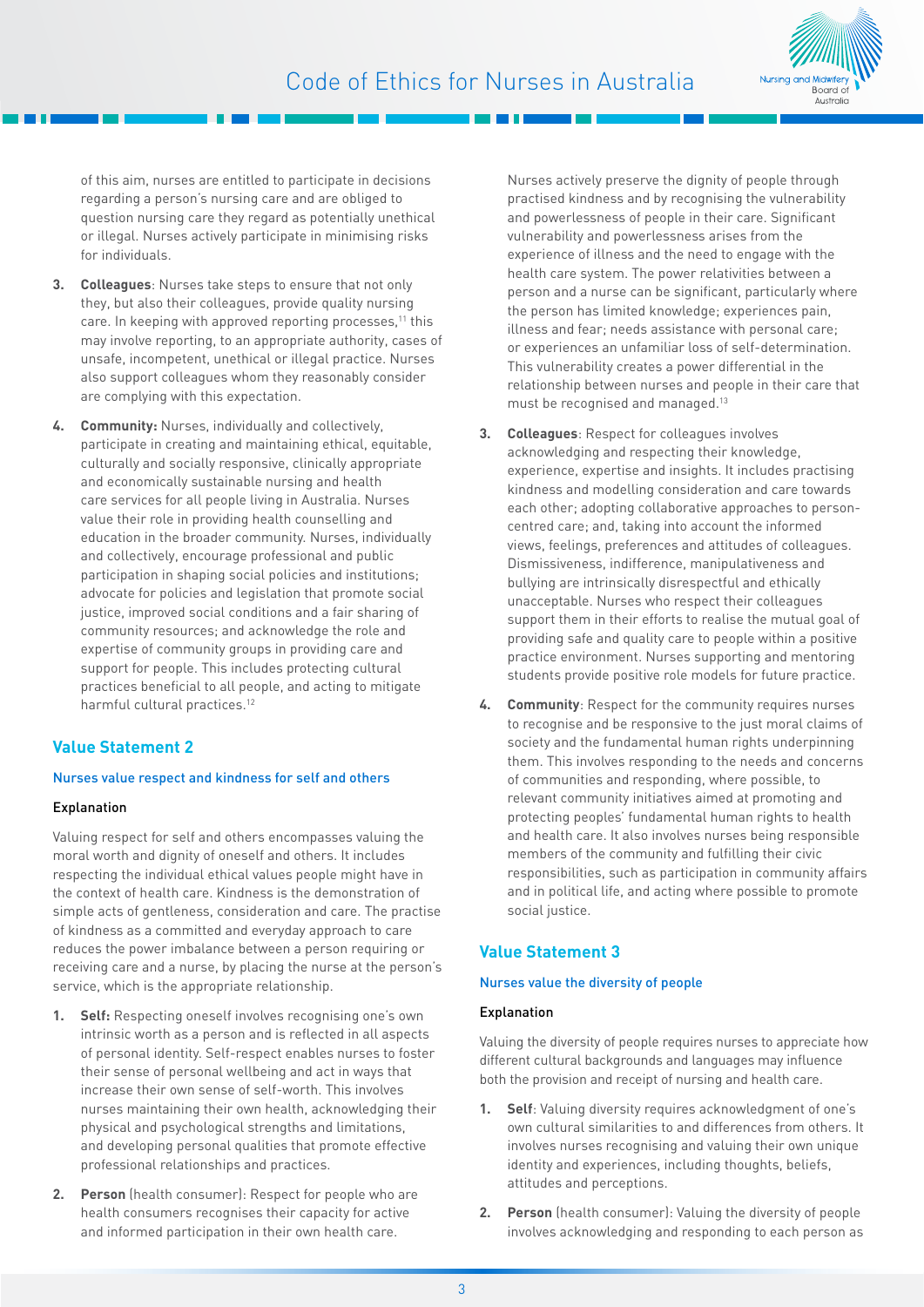of this aim, nurses are entitled to participate in decisions regarding a person's nursing care and are obliged to question nursing care they regard as potentially unethical or illegal. Nurses actively participate in minimising risks for individuals.

3. **Colleagues**: Nurses take steps to ensure that not only they, but also their colleagues, provide quality nursing care. In keeping with approved reporting processes,[11] this may involve reporting, to an appropriate authority, cases of unsafe, incompetent, unethical or illegal practice. Nurses also support colleagues whom they reasonably consider are complying with this expectation.

4. **Community:** Nurses, individually and collectively, participate in creating and maintaining ethical, equitable, culturally and socially responsive, clinically appropriate and economically sustainable nursing and health care services for all people living in Australia. Nurses value their role in providing health counselling and education in the broader community. Nurses, individually and collectively, encourage professional and public participation in shaping social policies and institutions; advocate for policies and legislation that promote social justice, improved social conditions and a fair sharing of community resources; and acknowledge the role and expertise of community groups in providing care and support for people. This includes protecting cultural practices beneficial to all people, and acting to mitigate harmful cultural practices.[12]

## Value Statement 2

### Nurses value respect and kindness for self and others

#### Explanation

Valuing respect for self and others encompasses valuing the moral worth and dignity of oneself and others. It includes respecting the individual ethical values people might have in the context of health care. Kindness is the demonstration of simple acts of gentleness, consideration and care. The practise of kindness as a committed and everyday approach to care reduces the power imbalance between a person requiring or receiving care and a nurse, by placing the nurse at the person's service, which is the appropriate relationship.

1. **Self:** Respecting oneself involves recognising one's own intrinsic worth as a person and is reflected in all aspects of personal identity. Self-respect enables nurses to foster their sense of personal wellbeing and act in ways that increase their own sense of self-worth. This involves nurses maintaining their own health, acknowledging their physical and psychological strengths and limitations, and developing personal qualities that promote effective professional relationships and practices.

2. **Person** (health consumer): Respect for people who are health consumers recognises their capacity for active and informed participation in their own health care. Nurses actively preserve the dignity of people through practised kindness and by recognising the vulnerability and powerlessness of people in their care. Significant vulnerability and powerlessness arises from the experience of illness and the need to engage with the health care system. The power relativities between a person and a nurse can be significant, particularly where the person has limited knowledge; experiences pain, illness and fear; needs assistance with personal care; or experiences an unfamiliar loss of self-determination. This vulnerability creates a power differential in the relationship between nurses and people in their care that must be recognised and managed.[13]

3. **Colleagues**: Respect for colleagues involves acknowledging and respecting their knowledge, experience, expertise and insights. It includes practising kindness and modelling consideration and care towards each other; adopting collaborative approaches to person-centred care; and, taking into account the informed views, feelings, preferences and attitudes of colleagues. Dismissiveness, indifference, manipulativeness and bullying are intrinsically disrespectful and ethically unacceptable. Nurses who respect their colleagues support them in their efforts to realise the mutual goal of providing safe and quality care to people within a positive practice environment. Nurses supporting and mentoring students provide positive role models for future practice.

4. **Community**: Respect for the community requires nurses to recognise and be responsive to the just moral claims of society and the fundamental human rights underpinning them. This involves responding to the needs and concerns of communities and responding, where possible, to relevant community initiatives aimed at promoting and protecting peoples' fundamental human rights to health and health care. It also involves nurses being responsible members of the community and fulfilling their civic responsibilities, such as participation in community affairs and in political life, and acting where possible to promote social justice.

## Value Statement 3

### Nurses value the diversity of people

#### Explanation

Valuing the diversity of people requires nurses to appreciate how different cultural backgrounds and languages may influence both the provision and receipt of nursing and health care.

1. **Self**: Valuing diversity requires acknowledgment of one's own cultural similarities to and differences from others. It involves nurses recognising and valuing their own unique identity and experiences, including thoughts, beliefs, attitudes and perceptions.

2. **Person** (health consumer): Valuing the diversity of people involves acknowledging and responding to each person as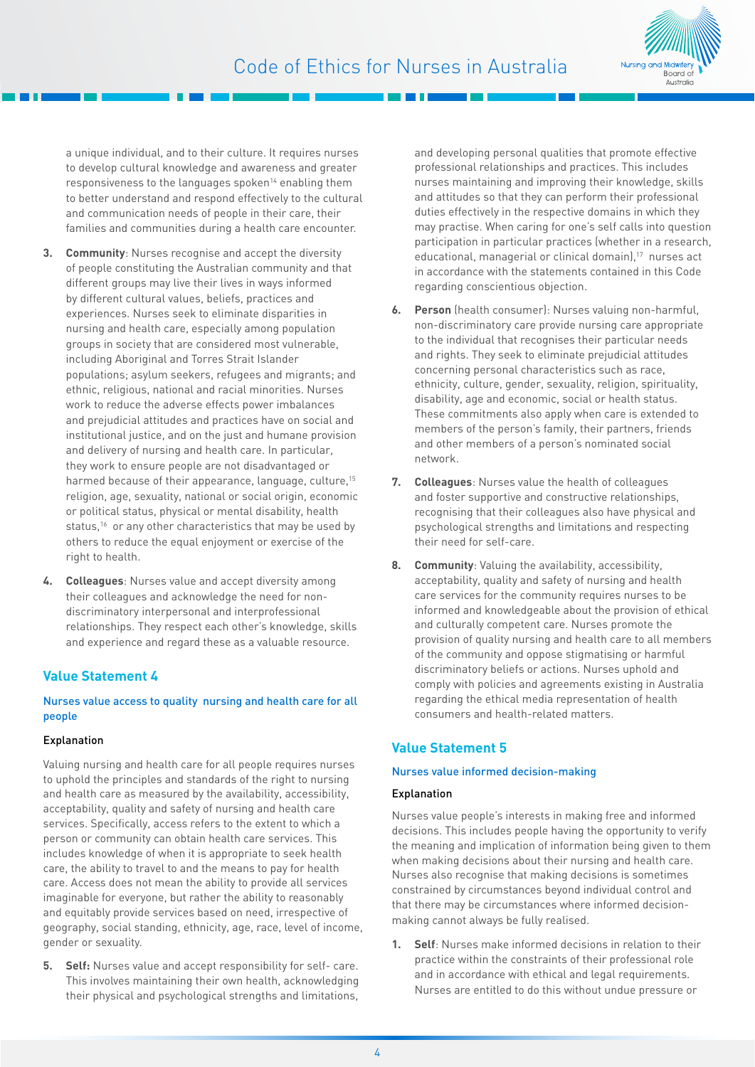a unique individual, and to their culture. It requires nurses to develop cultural knowledge and awareness and greater responsiveness to the languages spoken[14] enabling them to better understand and respond effectively to the cultural and communication needs of people in their care, their families and communities during a health care encounter.

3. **Community**: Nurses recognise and accept the diversity of people constituting the Australian community and that different groups may live their lives in ways informed by different cultural values, beliefs, practices and experiences. Nurses seek to eliminate disparities in nursing and health care, especially among population groups in society that are considered most vulnerable, including Aboriginal and Torres Strait Islander populations; asylum seekers, refugees and migrants; and ethnic, religious, national and racial minorities. Nurses work to reduce the adverse effects power imbalances and prejudicial attitudes and practices have on social and institutional justice, and on the just and humane provision and delivery of nursing and health care. In particular, they work to ensure people are not disadvantaged or harmed because of their appearance, language, culture,[15] religion, age, sexuality, national or social origin, economic or political status, physical or mental disability, health status,[16] or any other characteristics that may be used by others to reduce the equal enjoyment or exercise of the right to health.

4. **Colleagues**: Nurses value and accept diversity among their colleagues and acknowledge the need for non-discriminatory interpersonal and interprofessional relationships. They respect each other's knowledge, skills and experience and regard these as a valuable resource.

## Value Statement 4

### Nurses value access to quality nursing and health care for all people

#### Explanation

Valuing nursing and health care for all people requires nurses to uphold the principles and standards of the right to nursing and health care as measured by the availability, accessibility, acceptability, quality and safety of nursing and health care services. Specifically, access refers to the extent to which a person or community can obtain health care services. This includes knowledge of when it is appropriate to seek health care, the ability to travel to and the means to pay for health care. Access does not mean the ability to provide all services imaginable for everyone, but rather the ability to reasonably and equitably provide services based on need, irrespective of geography, social standing, ethnicity, age, race, level of income, gender or sexuality.

5. **Self:** Nurses value and accept responsibility for self- care. This involves maintaining their own health, acknowledging their physical and psychological strengths and limitations, and developing personal qualities that promote effective professional relationships and practices. This includes nurses maintaining and improving their knowledge, skills and attitudes so that they can perform their professional duties effectively in the respective domains in which they may practise. When caring for one's self calls into question participation in particular practices (whether in a research, educational, managerial or clinical domain),[17] nurses act in accordance with the statements contained in this Code regarding conscientious objection.

6. **Person** (health consumer): Nurses valuing non-harmful, non-discriminatory care provide nursing care appropriate to the individual that recognises their particular needs and rights. They seek to eliminate prejudicial attitudes concerning personal characteristics such as race, ethnicity, culture, gender, sexuality, religion, spirituality, disability, age and economic, social or health status. These commitments also apply when care is extended to members of the person's family, their partners, friends and other members of a person's nominated social network.

7. **Colleagues**: Nurses value the health of colleagues and foster supportive and constructive relationships, recognising that their colleagues also have physical and psychological strengths and limitations and respecting their need for self-care.

8. **Community**: Valuing the availability, accessibility, acceptability, quality and safety of nursing and health care services for the community requires nurses to be informed and knowledgeable about the provision of ethical and culturally competent care. Nurses promote the provision of quality nursing and health care to all members of the community and oppose stigmatising or harmful discriminatory beliefs or actions. Nurses uphold and comply with policies and agreements existing in Australia regarding the ethical media representation of health consumers and health-related matters.

## Value Statement 5

### Nurses value informed decision-making

#### Explanation

Nurses value people's interests in making free and informed decisions. This includes people having the opportunity to verify the meaning and implication of information being given to them when making decisions about their nursing and health care. Nurses also recognise that making decisions is sometimes constrained by circumstances beyond individual control and that there may be circumstances where informed decision-making cannot always be fully realised.

1. **Self**: Nurses make informed decisions in relation to their practice within the constraints of their professional role and in accordance with ethical and legal requirements. Nurses are entitled to do this without undue pressure or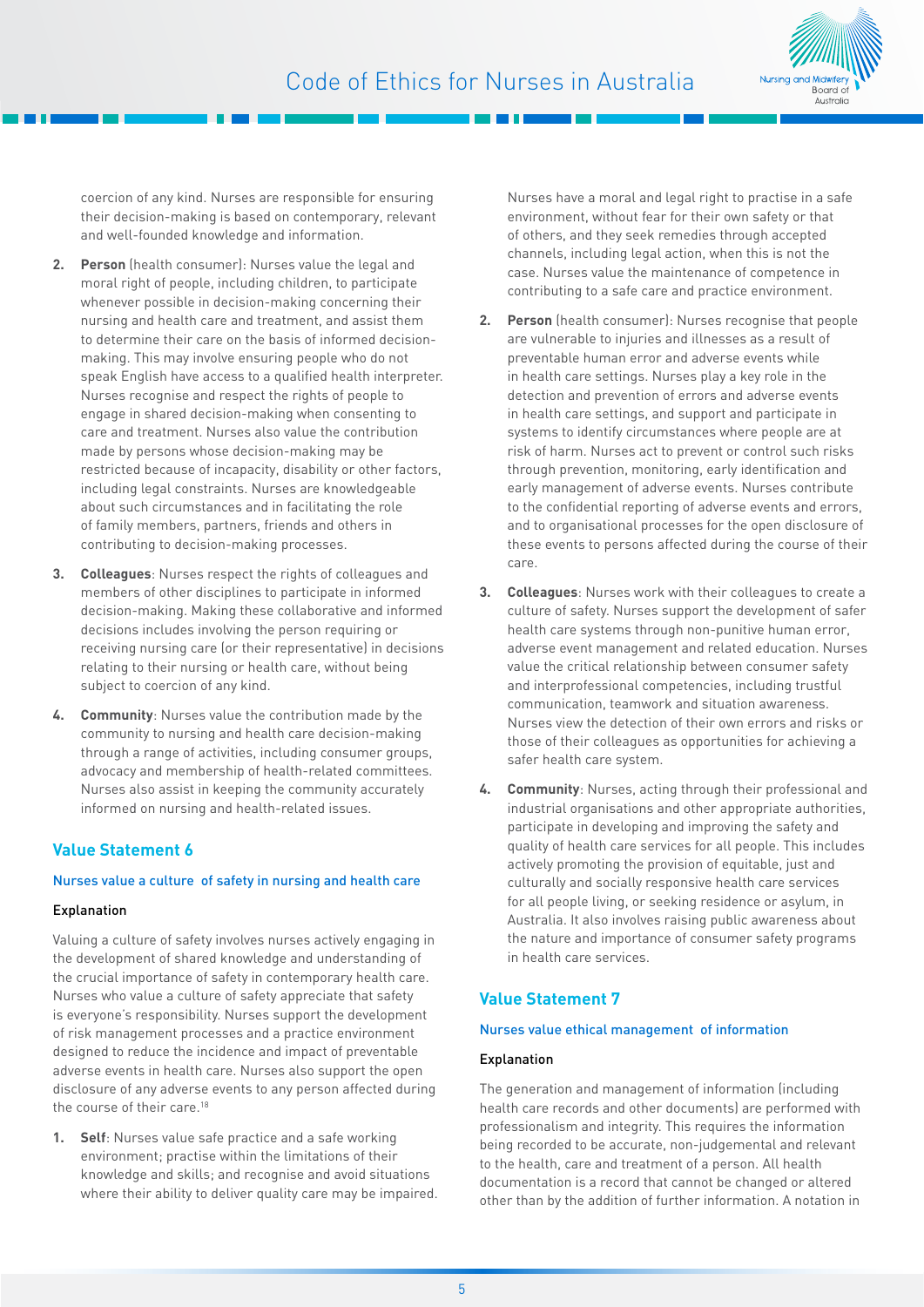coercion of any kind. Nurses are responsible for ensuring their decision-making is based on contemporary, relevant and well-founded knowledge and information.

2. **Person** (health consumer): Nurses value the legal and moral right of people, including children, to participate whenever possible in decision-making concerning their nursing and health care and treatment, and assist them to determine their care on the basis of informed decision-making. This may involve ensuring people who do not speak English have access to a qualified health interpreter. Nurses recognise and respect the rights of people to engage in shared decision-making when consenting to care and treatment. Nurses also value the contribution made by persons whose decision-making may be restricted because of incapacity, disability or other factors, including legal constraints. Nurses are knowledgeable about such circumstances and in facilitating the role of family members, partners, friends and others in contributing to decision-making processes.

3. **Colleagues**: Nurses respect the rights of colleagues and members of other disciplines to participate in informed decision-making. Making these collaborative and informed decisions includes involving the person requiring or receiving nursing care (or their representative) in decisions relating to their nursing or health care, without being subject to coercion of any kind.

4. **Community**: Nurses value the contribution made by the community to nursing and health care decision-making through a range of activities, including consumer groups, advocacy and membership of health-related committees. Nurses also assist in keeping the community accurately informed on nursing and health-related issues.

## Value Statement 6

### Nurses value a culture of safety in nursing and health care

#### Explanation

Valuing a culture of safety involves nurses actively engaging in the development of shared knowledge and understanding of the crucial importance of safety in contemporary health care. Nurses who value a culture of safety appreciate that safety is everyone's responsibility. Nurses support the development of risk management processes and a practice environment designed to reduce the incidence and impact of preventable adverse events in health care. Nurses also support the open disclosure of any adverse events to any person affected during the course of their care.[18]

1. **Self**: Nurses value safe practice and a safe working environment; practise within the limitations of their knowledge and skills; and recognise and avoid situations where their ability to deliver quality care may be impaired. Nurses have a moral and legal right to practise in a safe environment, without fear for their own safety or that of others, and they seek remedies through accepted channels, including legal action, when this is not the case. Nurses value the maintenance of competence in contributing to a safe care and practice environment.

2. **Person** (health consumer): Nurses recognise that people are vulnerable to injuries and illnesses as a result of preventable human error and adverse events while in health care settings. Nurses play a key role in the detection and prevention of errors and adverse events in health care settings, and support and participate in systems to identify circumstances where people are at risk of harm. Nurses act to prevent or control such risks through prevention, monitoring, early identification and early management of adverse events. Nurses contribute to the confidential reporting of adverse events and errors, and to organisational processes for the open disclosure of these events to persons affected during the course of their care.

3. **Colleagues**: Nurses work with their colleagues to create a culture of safety. Nurses support the development of safer health care systems through non-punitive human error, adverse event management and related education. Nurses value the critical relationship between consumer safety and interprofessional competencies, including trustful communication, teamwork and situation awareness. Nurses view the detection of their own errors and risks or those of their colleagues as opportunities for achieving a safer health care system.

4. **Community**: Nurses, acting through their professional and industrial organisations and other appropriate authorities, participate in developing and improving the safety and quality of health care services for all people. This includes actively promoting the provision of equitable, just and culturally and socially responsive health care services for all people living, or seeking residence or asylum, in Australia. It also involves raising public awareness about the nature and importance of consumer safety programs in health care services.

## Value Statement 7

### Nurses value ethical management of information

#### Explanation

The generation and management of information (including health care records and other documents) are performed with professionalism and integrity. This requires the information being recorded to be accurate, non-judgemental and relevant to the health, care and treatment of a person. All health documentation is a record that cannot be changed or altered other than by the addition of further information. A notation in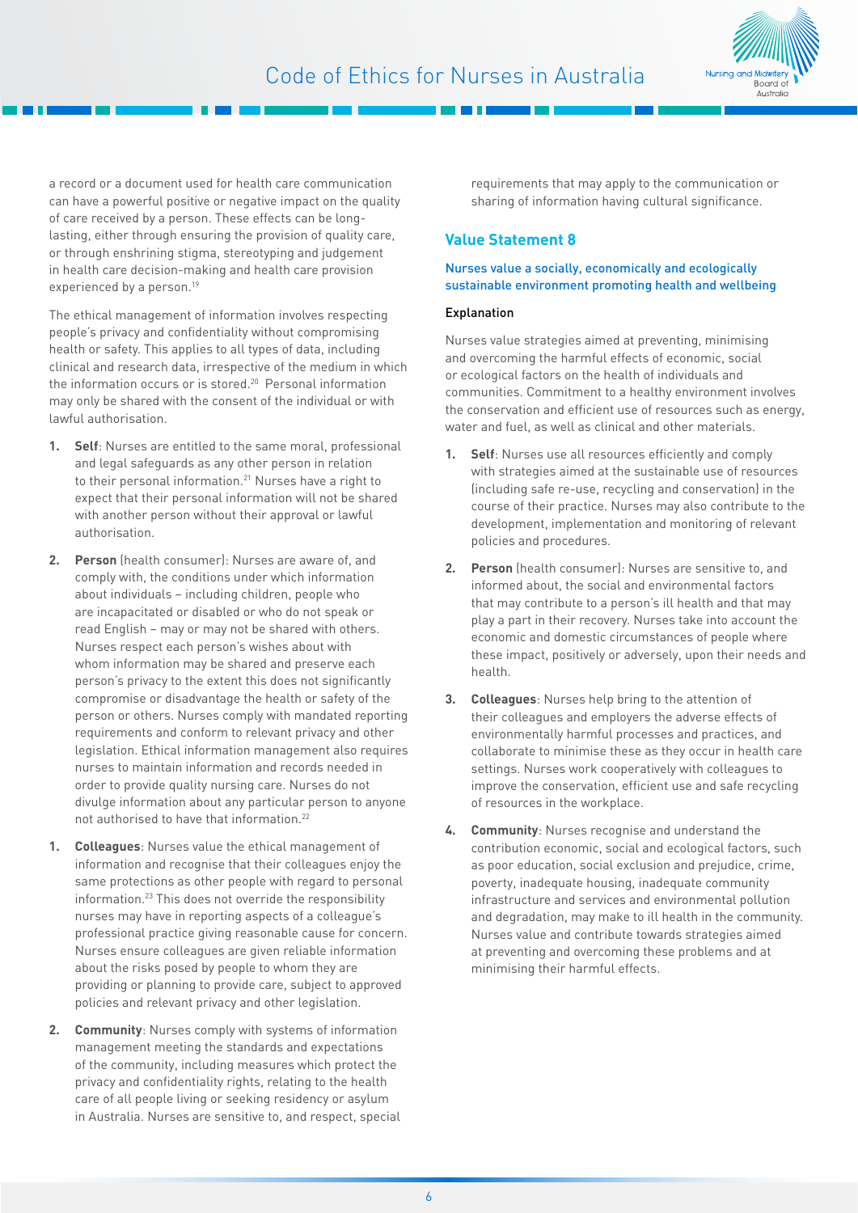a record or a document used for health care communication can have a powerful positive or negative impact on the quality of care received by a person. These effects can be long-lasting, either through ensuring the provision of quality care, or through enshrining stigma, stereotyping and judgement in health care decision-making and health care provision experienced by a person.[19]

The ethical management of information involves respecting people's privacy and confidentiality without compromising health or safety. This applies to all types of data, including clinical and research data, irrespective of the medium in which the information occurs or is stored.[20] Personal information may only be shared with the consent of the individual or with lawful authorisation.

1. **Self**: Nurses are entitled to the same moral, professional and legal safeguards as any other person in relation to their personal information.[21] Nurses have a right to expect that their personal information will not be shared with another person without their approval or lawful authorisation.

2. **Person** (health consumer): Nurses are aware of, and comply with, the conditions under which information about individuals – including children, people who are incapacitated or disabled or who do not speak or read English – may or may not be shared with others. Nurses respect each person's wishes about with whom information may be shared and preserve each person's privacy to the extent this does not significantly compromise or disadvantage the health or safety of the person or others. Nurses comply with mandated reporting requirements and conform to relevant privacy and other legislation. Ethical information management also requires nurses to maintain information and records needed in order to provide quality nursing care. Nurses do not divulge information about any particular person to anyone not authorised to have that information.[22]

1. **Colleagues**: Nurses value the ethical management of information and recognise that their colleagues enjoy the same protections as other people with regard to personal information.[23] This does not override the responsibility nurses may have in reporting aspects of a colleague's professional practice giving reasonable cause for concern. Nurses ensure colleagues are given reliable information about the risks posed by people to whom they are providing or planning to provide care, subject to approved policies and relevant privacy and other legislation.

2. **Community**: Nurses comply with systems of information management meeting the standards and expectations of the community, including measures which protect the privacy and confidentiality rights, relating to the health care of all people living or seeking residency or asylum in Australia. Nurses are sensitive to, and respect, special requirements that may apply to the communication or sharing of information having cultural significance.

## Value Statement 8

### Nurses value a socially, economically and ecologically sustainable environment promoting health and wellbeing

#### Explanation

Nurses value strategies aimed at preventing, minimising and overcoming the harmful effects of economic, social or ecological factors on the health of individuals and communities. Commitment to a healthy environment involves the conservation and efficient use of resources such as energy, water and fuel, as well as clinical and other materials.

1. **Self**: Nurses use all resources efficiently and comply with strategies aimed at the sustainable use of resources (including safe re-use, recycling and conservation) in the course of their practice. Nurses may also contribute to the development, implementation and monitoring of relevant policies and procedures.

2. **Person** (health consumer): Nurses are sensitive to, and informed about, the social and environmental factors that may contribute to a person's ill health and that may play a part in their recovery. Nurses take into account the economic and domestic circumstances of people where these impact, positively or adversely, upon their needs and health.

3. **Colleagues**: Nurses help bring to the attention of their colleagues and employers the adverse effects of environmentally harmful processes and practices, and collaborate to minimise these as they occur in health care settings. Nurses work cooperatively with colleagues to improve the conservation, efficient use and safe recycling of resources in the workplace.

4. **Community**: Nurses recognise and understand the contribution economic, social and ecological factors, such as poor education, social exclusion and prejudice, crime, poverty, inadequate housing, inadequate community infrastructure and services and environmental pollution and degradation, may make to ill health in the community. Nurses value and contribute towards strategies aimed at preventing and overcoming these problems and at minimising their harmful effects.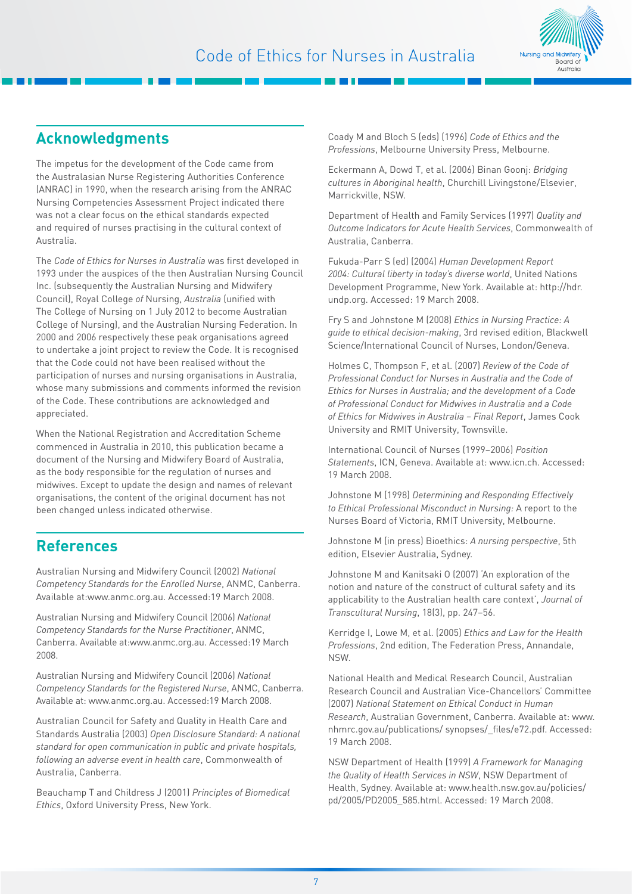## Acknowledgments

The impetus for the development of the Code came from the Australasian Nurse Registering Authorities Conference (ANRAC) in 1990, when the research arising from the ANRAC Nursing Competencies Assessment Project indicated there was not a clear focus on the ethical standards expected and required of nurses practising in the cultural context of Australia.

The *Code of Ethics for Nurses in Australia* was first developed in 1993 under the auspices of the then Australian Nursing Council Inc. (subsequently the Australian Nursing and Midwifery Council), Royal College *of* Nursing, *Australia* (unified with The College of Nursing on 1 July 2012 to become Australian College of Nursing), and the Australian Nursing Federation. In 2000 and 2006 respectively these peak organisations agreed to undertake a joint project to review the Code. It is recognised that the Code could not have been realised without the participation of nurses and nursing organisations in Australia, whose many submissions and comments informed the revision of the Code. These contributions are acknowledged and appreciated.

When the National Registration and Accreditation Scheme commenced in Australia in 2010, this publication became a document of the Nursing and Midwifery Board of Australia, as the body responsible for the regulation of nurses and midwives. Except to update the design and names of relevant organisations, the content of the original document has not been changed unless indicated otherwise.

## References

Australian Nursing and Midwifery Council (2002) *National Competency Standards for the Enrolled Nurse*, ANMC, Canberra. Available at:www.anmc.org.au. Accessed:19 March 2008.

Australian Nursing and Midwifery Council (2006) *National Competency Standards for the Nurse Practitioner*, ANMC, Canberra. Available at:www.anmc.org.au. Accessed:19 March 2008.

Australian Nursing and Midwifery Council (2006) *National Competency Standards for the Registered Nurse*, ANMC, Canberra. Available at: www.anmc.org.au. Accessed:19 March 2008.

Australian Council for Safety and Quality in Health Care and Standards Australia (2003) *Open Disclosure Standard: A national standard for open communication in public and private hospitals, following an adverse event in health care*, Commonwealth of Australia, Canberra.

Beauchamp T and Childress J (2001) *Principles of Biomedical Ethics*, Oxford University Press, New York.

Coady M and Bloch S (eds) (1996) *Code of Ethics and the Professions*, Melbourne University Press, Melbourne.

Eckermann A, Dowd T, et al. (2006) Binan Goonj: *Bridging cultures in Aboriginal health*, Churchill Livingstone/Elsevier, Marrickville, NSW.

Department of Health and Family Services (1997) *Quality and Outcome Indicators for Acute Health Services*, Commonwealth of Australia, Canberra.

Fukuda-Parr S (ed) (2004) *Human Development Report 2004: Cultural liberty in today's diverse world*, United Nations Development Programme, New York. Available at: http://hdr.undp.org. Accessed: 19 March 2008.

Fry S and Johnstone M (2008) *Ethics in Nursing Practice: A guide to ethical decision-making*, 3rd revised edition, Blackwell Science/International Council of Nurses, London/Geneva.

Holmes C, Thompson F, et al. (2007) *Review of the Code of Professional Conduct for Nurses in Australia and the Code of Ethics for Nurses in Australia; and the development of a Code of Professional Conduct for Midwives in Australia and a Code of Ethics for Midwives in Australia – Final Report*, James Cook University and RMIT University, Townsville.

International Council of Nurses (1999–2006) *Position Statements*, ICN, Geneva. Available at: www.icn.ch. Accessed: 19 March 2008.

Johnstone M (1998) *Determining and Responding Effectively to Ethical Professional Misconduct in Nursing:* A report to the Nurses Board of Victoria, RMIT University, Melbourne.

Johnstone M (in press) Bioethics: *A nursing perspective*, 5th edition, Elsevier Australia, Sydney.

Johnstone M and Kanitsaki O (2007) 'An exploration of the notion and nature of the construct of cultural safety and its applicability to the Australian health care context', *Journal of Transcultural Nursing*, 18(3), pp. 247–56.

Kerridge I, Lowe M, et al. (2005) *Ethics and Law for the Health Professions*, 2nd edition, The Federation Press, Annandale, NSW.

National Health and Medical Research Council, Australian Research Council and Australian Vice-Chancellors' Committee (2007) *National Statement on Ethical Conduct in Human Research*, Australian Government, Canberra. Available at: www.nhmrc.gov.au/publications/ synopses/_files/e72.pdf. Accessed: 19 March 2008.

NSW Department of Health (1999) *A Framework for Managing the Quality of Health Services in NSW*, NSW Department of Health, Sydney. Available at: www.health.nsw.gov.au/policies/pd/2005/PD2005_585.html. Accessed: 19 March 2008.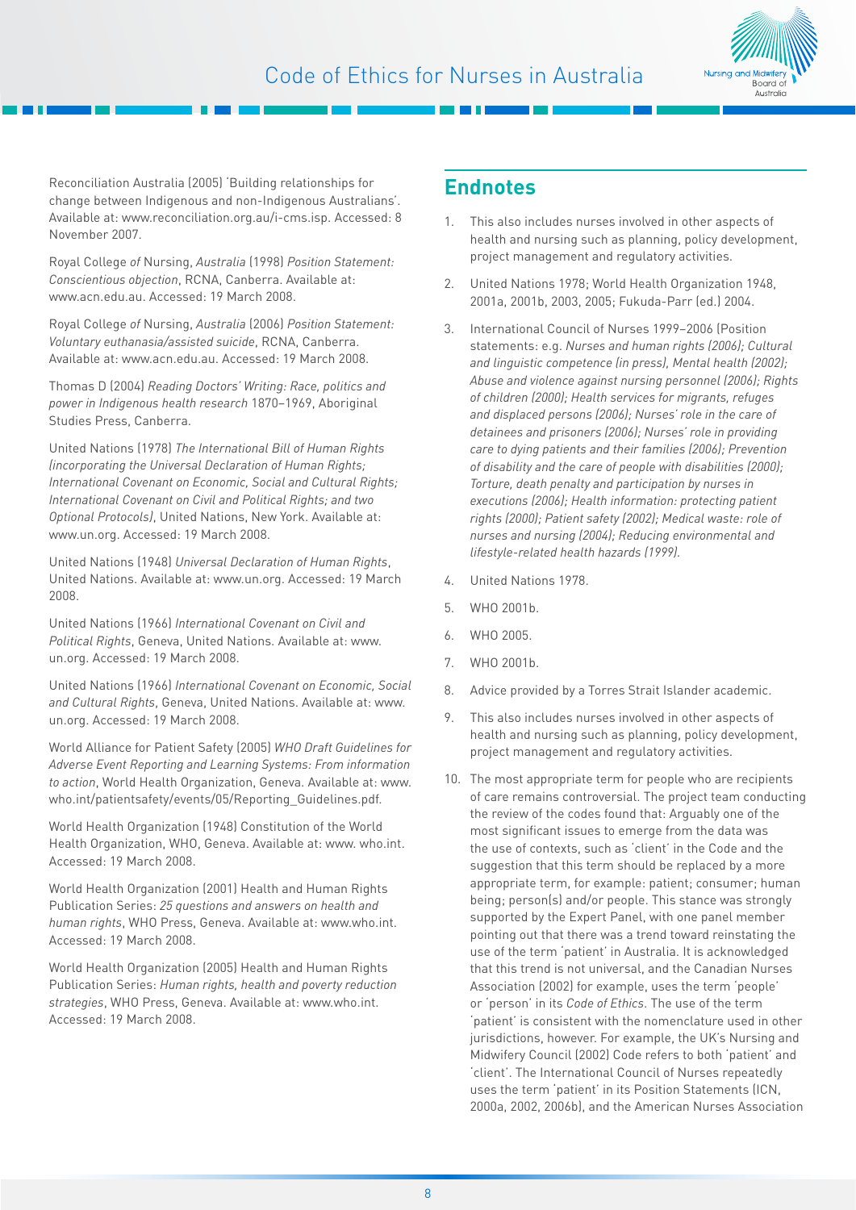Reconciliation Australia (2005) 'Building relationships for change between Indigenous and non-Indigenous Australians'. Available at: www.reconciliation.org.au/i-cms.isp. Accessed: 8 November 2007.

Royal College of Nursing, Australia (1998) *Position Statement: Conscientious objection*, RCNA, Canberra. Available at: www.acn.edu.au. Accessed: 19 March 2008.

Royal College of Nursing, Australia (2006) *Position Statement: Voluntary euthanasia/assisted suicide*, RCNA, Canberra. Available at: www.acn.edu.au. Accessed: 19 March 2008.

Thomas D (2004) *Reading Doctors' Writing: Race, politics and power in Indigenous health research* 1870–1969, Aboriginal Studies Press, Canberra.

United Nations (1978) *The International Bill of Human Rights (incorporating the Universal Declaration of Human Rights; International Covenant on Economic, Social and Cultural Rights; International Covenant on Civil and Political Rights; and two Optional Protocols)*, United Nations, New York. Available at: www.un.org. Accessed: 19 March 2008.

United Nations (1948) *Universal Declaration of Human Rights*, United Nations. Available at: www.un.org. Accessed: 19 March 2008.

United Nations (1966) *International Covenant on Civil and Political Rights*, Geneva, United Nations. Available at: www.un.org. Accessed: 19 March 2008.

United Nations (1966) *International Covenant on Economic, Social and Cultural Rights*, Geneva, United Nations. Available at: www.un.org. Accessed: 19 March 2008.

World Alliance for Patient Safety (2005) *WHO Draft Guidelines for Adverse Event Reporting and Learning Systems: From information to action*, World Health Organization, Geneva. Available at: www.who.int/patientsafety/events/05/Reporting_Guidelines.pdf.

World Health Organization (1948) Constitution of the World Health Organization, WHO, Geneva. Available at: www.who.int. Accessed: 19 March 2008.

World Health Organization (2001) Health and Human Rights Publication Series: *25 questions and answers on health and human rights*, WHO Press, Geneva. Available at: www.who.int. Accessed: 19 March 2008.

World Health Organization (2005) Health and Human Rights Publication Series: *Human rights, health and poverty reduction strategies*, WHO Press, Geneva. Available at: www.who.int. Accessed: 19 March 2008.

## Endnotes

1. This also includes nurses involved in other aspects of health and nursing such as planning, policy development, project management and regulatory activities.
2. United Nations 1978; World Health Organization 1948, 2001a, 2001b, 2003, 2005; Fukuda-Parr (ed.) 2004.
3. International Council of Nurses 1999–2006 (Position statements: e.g. *Nurses and human rights (2006); Cultural and linguistic competence (in press), Mental health (2002); Abuse and violence against nursing personnel (2006); Rights of children (2000); Health services for migrants, refuges and displaced persons (2006); Nurses' role in the care of detainees and prisoners (2006); Nurses' role in providing care to dying patients and their families (2006); Prevention of disability and the care of people with disabilities (2000); Torture, death penalty and participation by nurses in executions (2006); Health information: protecting patient rights (2000); Patient safety (2002); Medical waste: role of nurses and nursing (2004); Reducing environmental and lifestyle-related health hazards (1999).*
4. United Nations 1978.
5. WHO 2001b.
6. WHO 2005.
7. WHO 2001b.
8. Advice provided by a Torres Strait Islander academic.
9. This also includes nurses involved in other aspects of health and nursing such as planning, policy development, project management and regulatory activities.
10. The most appropriate term for people who are recipients of care remains controversial. The project team conducting the review of the codes found that: Arguably one of the most significant issues to emerge from the data was the use of contexts, such as 'client' in the Code and the suggestion that this term should be replaced by a more appropriate term, for example: patient; consumer; human being; person(s) and/or people. This stance was strongly supported by the Expert Panel, with one panel member pointing out that there was a trend toward reinstating the use of the term 'patient' in Australia. It is acknowledged that this trend is not universal, and the Canadian Nurses Association (2002) for example, uses the term 'people' or 'person' in its *Code of Ethics*. The use of the term 'patient' is consistent with the nomenclature used in other jurisdictions, however. For example, the UK's Nursing and Midwifery Council (2002) Code refers to both 'patient' and 'client'. The International Council of Nurses repeatedly uses the term 'patient' in its Position Statements (ICN, 2000a, 2002, 2006b), and the American Nurses Association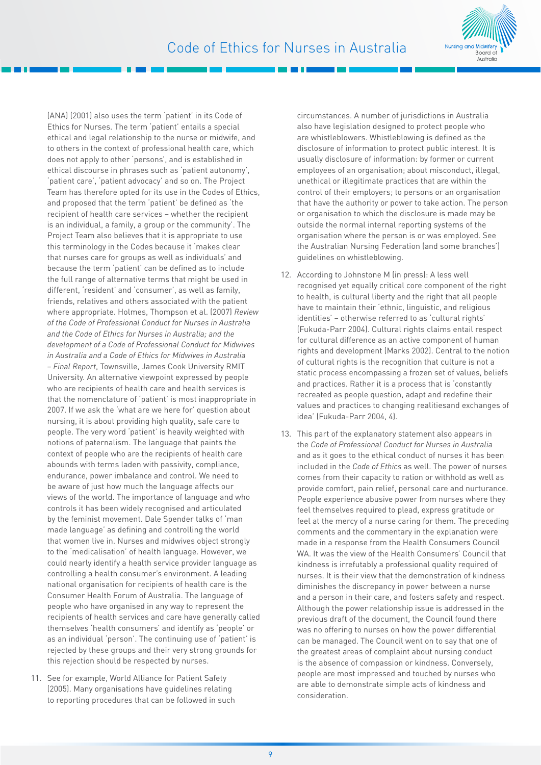(ANA) (2001) also uses the term 'patient' in its Code of Ethics for Nurses. The term 'patient' entails a special ethical and legal relationship to the nurse or midwife, and to others in the context of professional health care, which does not apply to other 'persons', and is established in ethical discourse in phrases such as 'patient autonomy', 'patient care', 'patient advocacy' and so on. The Project Team has therefore opted for its use in the Codes of Ethics, and proposed that the term 'patient' be defined as 'the recipient of health care services – whether the recipient is an individual, a family, a group or the community'. The Project Team also believes that it is appropriate to use this terminology in the Codes because it 'makes clear that nurses care for groups as well as individuals' and because the term 'patient' can be defined as to include the full range of alternative terms that might be used in different, 'resident' and 'consumer', as well as family, friends, relatives and others associated with the patient where appropriate. Holmes, Thompson et al. (2007) *Review of the Code of Professional Conduct for Nurses in Australia and the Code of Ethics for Nurses in Australia; and the development of a Code of Professional Conduct for Midwives in Australia and a Code of Ethics for Midwives in Australia – Final Report*, Townsville, James Cook University RMIT University. An alternative viewpoint expressed by people who are recipients of health care and health services is that the nomenclature of 'patient' is most inappropriate in 2007. If we ask the 'what are we here for' question about nursing, it is about providing high quality, safe care to people. The very word 'patient' is heavily weighted with notions of paternalism. The language that paints the context of people who are the recipients of health care abounds with terms laden with passivity, compliance, endurance, power imbalance and control. We need to be aware of just how much the language affects our views of the world. The importance of language and who controls it has been widely recognised and articulated by the feminist movement. Dale Spender talks of 'man made language' as defining and controlling the world that women live in. Nurses and midwives object strongly to the 'medicalisation' of health language. However, we could nearly identify a health service provider language as controlling a health consumer's environment. A leading national organisation for recipients of health care is the Consumer Health Forum of Australia. The language of people who have organised in any way to represent the recipients of health services and care have generally called themselves 'health consumers' and identify as 'people' or as an individual 'person'. The continuing use of 'patient' is rejected by these groups and their very strong grounds for this rejection should be respected by nurses.

11. See for example, World Alliance for Patient Safety (2005). Many organisations have guidelines relating to reporting procedures that can be followed in such circumstances. A number of jurisdictions in Australia also have legislation designed to protect people who are whistleblowers. Whistleblowing is defined as the disclosure of information to protect public interest. It is usually disclosure of information: by former or current employees of an organisation; about misconduct, illegal, unethical or illegitimate practices that are within the control of their employers; to persons or an organisation that have the authority or power to take action. The person or organisation to which the disclosure is made may be outside the normal internal reporting systems of the organisation where the person is or was employed. See the Australian Nursing Federation (and some branches') guidelines on whistleblowing.

12. According to Johnstone M (in press): A less well recognised yet equally critical core component of the right to health, is cultural liberty and the right that all people have to maintain their 'ethnic, linguistic, and religious identities' – otherwise referred to as 'cultural rights' (Fukuda-Parr 2004). Cultural rights claims entail respect for cultural difference as an active component of human rights and development (Marks 2002). Central to the notion of cultural rights is the recognition that culture is not a static process encompassing a frozen set of values, beliefs and practices. Rather it is a process that is 'constantly recreated as people question, adapt and redefine their values and practices to changing realitiesand exchanges of idea' (Fukuda-Parr 2004, 4).

13. This part of the explanatory statement also appears in the *Code of Professional Conduct for Nurses in Australia* and as it goes to the ethical conduct of nurses it has been included in the *Code of Ethics* as well. The power of nurses comes from their capacity to ration or withhold as well as provide comfort, pain relief, personal care and nurturance. People experience abusive power from nurses where they feel themselves required to plead, express gratitude or feel at the mercy of a nurse caring for them. The preceding comments and the commentary in the explanation were made in a response from the Health Consumers Council WA. It was the view of the Health Consumers' Council that kindness is irrefutably a professional quality required of nurses. It is their view that the demonstration of kindness diminishes the discrepancy in power between a nurse and a person in their care, and fosters safety and respect. Although the power relationship issue is addressed in the previous draft of the document, the Council found there was no offering to nurses on how the power differential can be managed. The Council went on to say that one of the greatest areas of complaint about nursing conduct is the absence of compassion or kindness. Conversely, people are most impressed and touched by nurses who are able to demonstrate simple acts of kindness and consideration.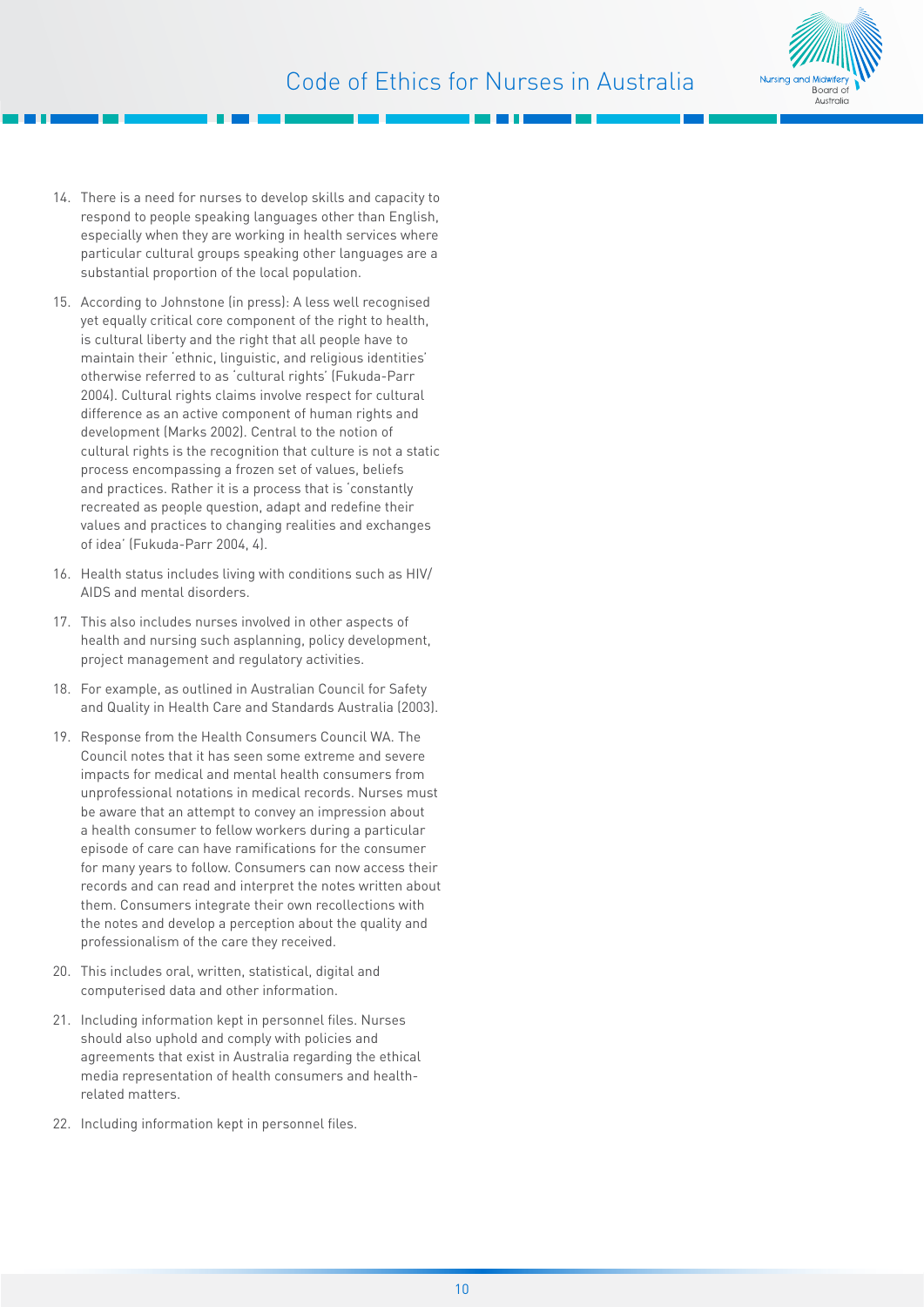14. There is a need for nurses to develop skills and capacity to respond to people speaking languages other than English, especially when they are working in health services where particular cultural groups speaking other languages are a substantial proportion of the local population.

15. According to Johnstone (in press): A less well recognised yet equally critical core component of the right to health, is cultural liberty and the right that all people have to maintain their 'ethnic, linguistic, and religious identities' otherwise referred to as 'cultural rights' (Fukuda-Parr 2004). Cultural rights claims involve respect for cultural difference as an active component of human rights and development (Marks 2002). Central to the notion of cultural rights is the recognition that culture is not a static process encompassing a frozen set of values, beliefs and practices. Rather it is a process that is 'constantly recreated as people question, adapt and redefine their values and practices to changing realities and exchanges of idea' (Fukuda-Parr 2004, 4).

16. Health status includes living with conditions such as HIV/AIDS and mental disorders.

17. This also includes nurses involved in other aspects of health and nursing such asplanning, policy development, project management and regulatory activities.

18. For example, as outlined in Australian Council for Safety and Quality in Health Care and Standards Australia (2003).

19. Response from the Health Consumers Council WA. The Council notes that it has seen some extreme and severe impacts for medical and mental health consumers from unprofessional notations in medical records. Nurses must be aware that an attempt to convey an impression about a health consumer to fellow workers during a particular episode of care can have ramifications for the consumer for many years to follow. Consumers can now access their records and can read and interpret the notes written about them. Consumers integrate their own recollections with the notes and develop a perception about the quality and professionalism of the care they received.

20. This includes oral, written, statistical, digital and computerised data and other information.

21. Including information kept in personnel files. Nurses should also uphold and comply with policies and agreements that exist in Australia regarding the ethical media representation of health consumers and health-related matters.

22. Including information kept in personnel files.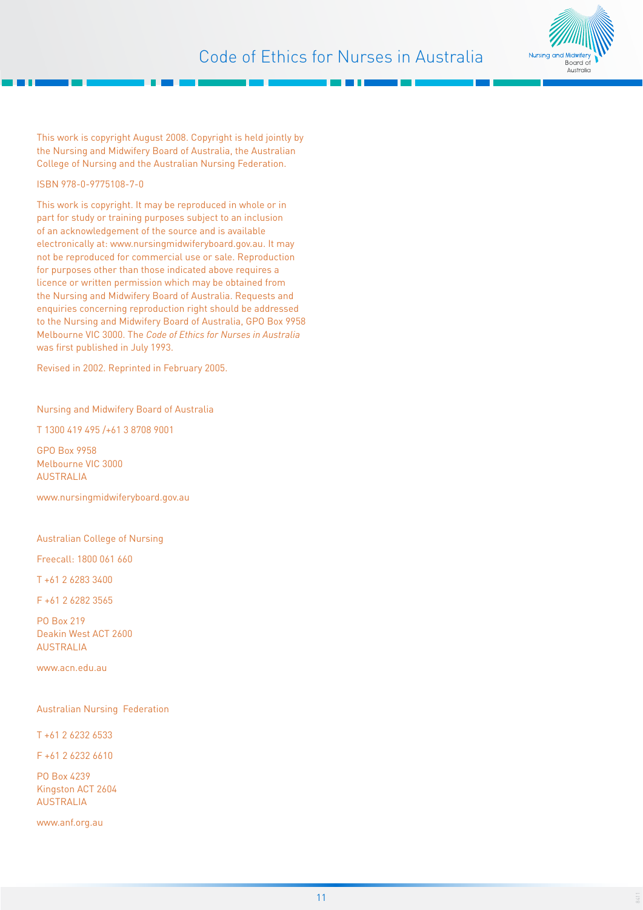This work is copyright August 2008. Copyright is held jointly by the Nursing and Midwifery Board of Australia, the Australian College of Nursing and the Australian Nursing Federation.

ISBN 978-0-9775108-7-0

This work is copyright. It may be reproduced in whole or in part for study or training purposes subject to an inclusion of an acknowledgement of the source and is available electronically at: www.nursingmidwiferyboard.gov.au. It may not be reproduced for commercial use or sale. Reproduction for purposes other than those indicated above requires a licence or written permission which may be obtained from the Nursing and Midwifery Board of Australia. Requests and enquiries concerning reproduction right should be addressed to the Nursing and Midwifery Board of Australia, GPO Box 9958 Melbourne VIC 3000. The *Code of Ethics for Nurses in Australia* was first published in July 1993.

Revised in 2002. Reprinted in February 2005.

Nursing and Midwifery Board of Australia

T 1300 419 495 /+61 3 8708 9001

GPO Box 9958  
Melbourne VIC 3000  
AUSTRALIA

www.nursingmidwiferyboard.gov.au

Australian College of Nursing

Freecall: 1800 061 660

T +61 2 6283 3400

F +61 2 6282 3565

PO Box 219  
Deakin West ACT 2600  
AUSTRALIA

www.acn.edu.au

Australian Nursing Federation

T +61 2 6232 6533

F +61 2 6232 6610

PO Box 4239  
Kingston ACT 2604  
AUSTRALIA

www.anf.org.au